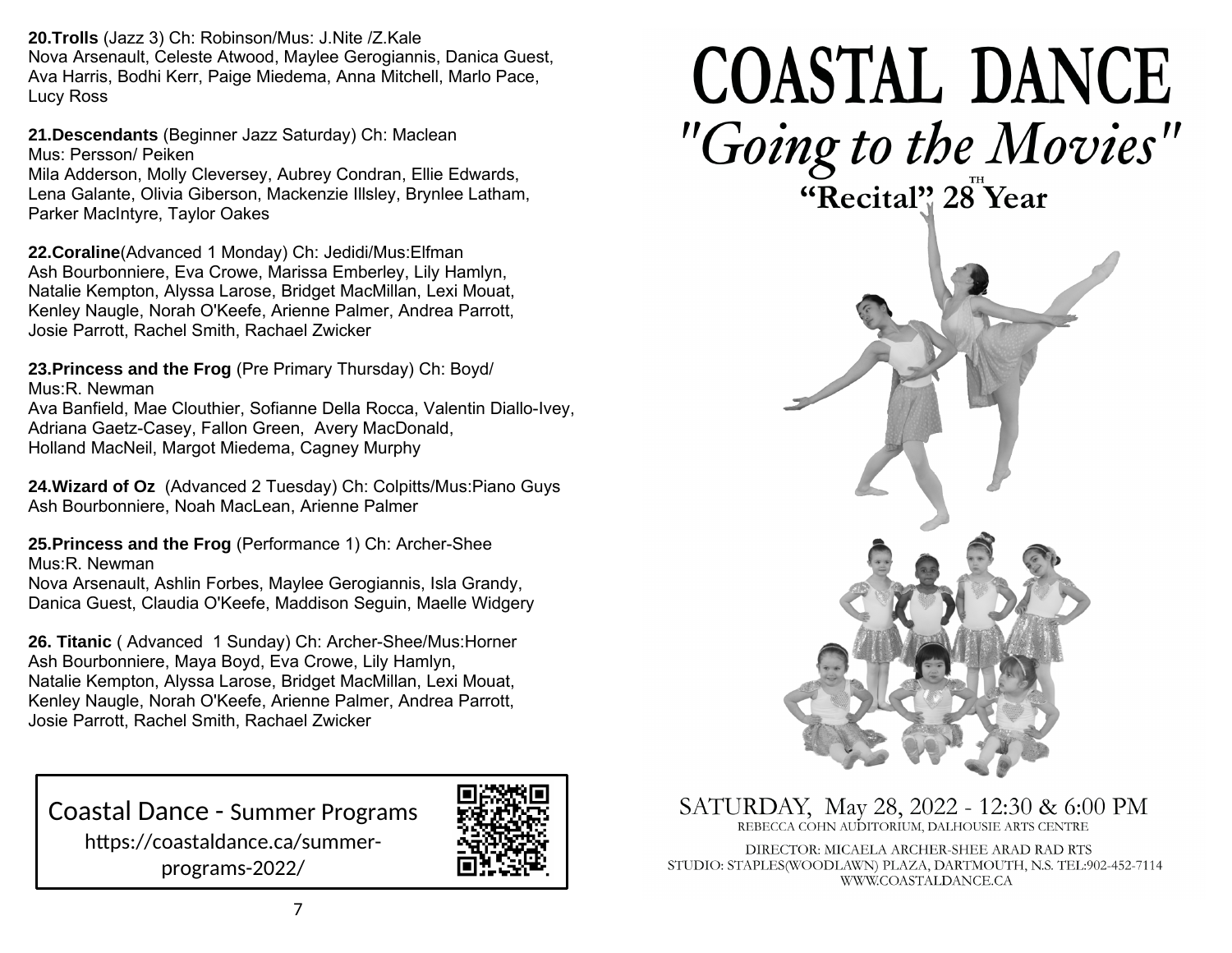**20.Trolls** (Jazz 3) Ch: Robinson/Mus: J.Nite /Z.Kale
Nova Arsenault, Celeste Atwood, Maylee Gerogiannis, Danica Guest, Ava Harris, Bodhi Kerr, Paige Miedema, Anna Mitchell, Marlo Pace, Lucy Ross

**21.Descendants** (Beginner Jazz Saturday) Ch: Maclean
Mus: Persson/ Peiken
Mila Adderson, Molly Cleversey, Aubrey Condran, Ellie Edwards, Lena Galante, Olivia Giberson, Mackenzie Illsley, Brynlee Latham, Parker MacIntyre, Taylor Oakes

**22.Coraline**(Advanced 1 Monday) Ch: Jedidi/Mus:Elfman
Ash Bourbonniere, Eva Crowe, Marissa Emberley, Lily Hamlyn, Natalie Kempton, Alyssa Larose, Bridget MacMillan, Lexi Mouat, Kenley Naugle, Norah O'Keefe, Arienne Palmer, Andrea Parrott, Josie Parrott, Rachel Smith, Rachael Zwicker

**23.Princess and the Frog** (Pre Primary Thursday) Ch: Boyd/
Mus:R. Newman
Ava Banfield, Mae Clouthier, Sofianne Della Rocca, Valentin Diallo-Ivey, Adriana Gaetz-Casey, Fallon Green, Avery MacDonald, Holland MacNeil, Margot Miedema, Cagney Murphy

**24.Wizard of Oz** (Advanced 2 Tuesday) Ch: Colpitts/Mus:Piano Guys
Ash Bourbonniere, Noah MacLean, Arienne Palmer

**25.Princess and the Frog** (Performance 1) Ch: Archer-Shee
Mus:R. Newman
Nova Arsenault, Ashlin Forbes, Maylee Gerogiannis, Isla Grandy, Danica Guest, Claudia O'Keefe, Maddison Seguin, Maelle Widgery

**26. Titanic** ( Advanced 1 Sunday) Ch: Archer-Shee/Mus:Horner
Ash Bourbonniere, Maya Boyd, Eva Crowe, Lily Hamlyn, Natalie Kempton, Alyssa Larose, Bridget MacMillan, Lexi Mouat, Kenley Naugle, Norah O'Keefe, Arienne Palmer, Andrea Parrott, Josie Parrott, Rachel Smith, Rachael Zwicker

Coastal Dance - Summer Programs
https://coastaldance.ca/summer-programs-2022/

# COASTAL DANCE

## *"Going to the Movies"*

### "Recital" 28[TH] Year

SATURDAY, May 28, 2022 - 12:30 & 6:00 PM
REBECCA COHN AUDITORIUM, DALHOUSIE ARTS CENTRE

DIRECTOR: MICAELA ARCHER-SHEE ARAD RAD RTS
STUDIO: STAPLES(WOODLAWN) PLAZA, DARTMOUTH, N.S. TEL:902-452-7114
WWW.COASTALDANCE.CA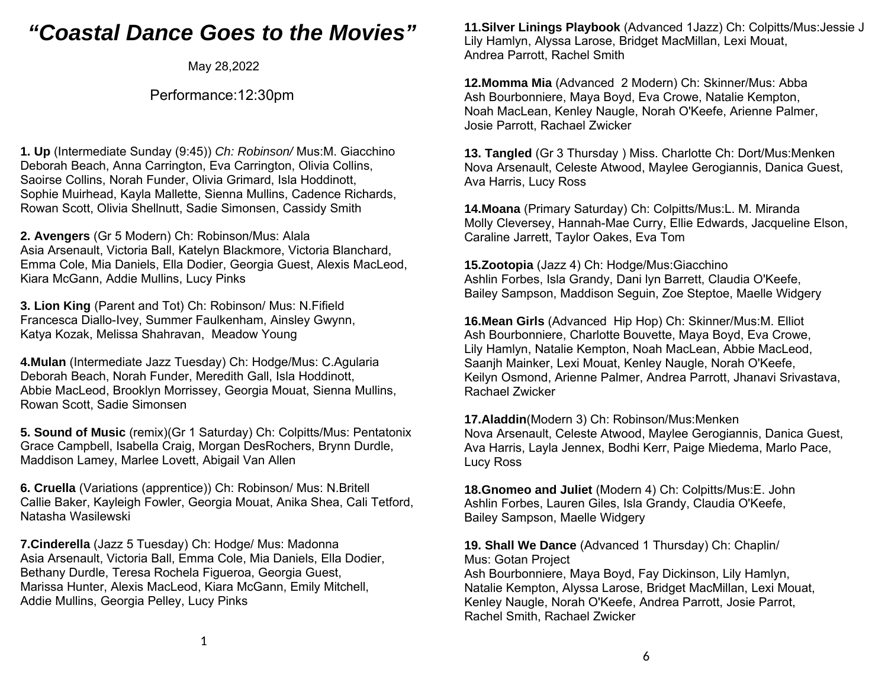# *"Coastal Dance Goes to the Movies"*

May 28,2022

Performance:12:30pm

**1. Up** (Intermediate Sunday (9:45)) *Ch: Robinson/* Mus:M. Giacchino
Deborah Beach, Anna Carrington, Eva Carrington, Olivia Collins, Saoirse Collins, Norah Funder, Olivia Grimard, Isla Hoddinott, Sophie Muirhead, Kayla Mallette, Sienna Mullins, Cadence Richards, Rowan Scott, Olivia Shellnutt, Sadie Simonsen, Cassidy Smith

**2. Avengers** (Gr 5 Modern) Ch: Robinson/Mus: Alala
Asia Arsenault, Victoria Ball, Katelyn Blackmore, Victoria Blanchard, Emma Cole, Mia Daniels, Ella Dodier, Georgia Guest, Alexis MacLeod, Kiara McGann, Addie Mullins, Lucy Pinks

**3. Lion King** (Parent and Tot) Ch: Robinson/ Mus: N.Fifield
Francesca Diallo-Ivey, Summer Faulkenham, Ainsley Gwynn, Katya Kozak, Melissa Shahravan, Meadow Young

**4.Mulan** (Intermediate Jazz Tuesday) Ch: Hodge/Mus: C.Agularia
Deborah Beach, Norah Funder, Meredith Gall, Isla Hoddinott, Abbie MacLeod, Brooklyn Morrissey, Georgia Mouat, Sienna Mullins, Rowan Scott, Sadie Simonsen

**5. Sound of Music** (remix)(Gr 1 Saturday) Ch: Colpitts/Mus: Pentatonix
Grace Campbell, Isabella Craig, Morgan DesRochers, Brynn Durdle, Maddison Lamey, Marlee Lovett, Abigail Van Allen

**6. Cruella** (Variations (apprentice)) Ch: Robinson/ Mus: N.Britell
Callie Baker, Kayleigh Fowler, Georgia Mouat, Anika Shea, Cali Tetford, Natasha Wasilewski

**7.Cinderella** (Jazz 5 Tuesday) Ch: Hodge/ Mus: Madonna
Asia Arsenault, Victoria Ball, Emma Cole, Mia Daniels, Ella Dodier, Bethany Durdle, Teresa Rochela Figueroa, Georgia Guest, Marissa Hunter, Alexis MacLeod, Kiara McGann, Emily Mitchell, Addie Mullins, Georgia Pelley, Lucy Pinks

**11.Silver Linings Playbook** (Advanced 1Jazz) Ch: Colpitts/Mus:Jessie J
Lily Hamlyn, Alyssa Larose, Bridget MacMillan, Lexi Mouat, Andrea Parrott, Rachel Smith

**12.Momma Mia** (Advanced 2 Modern) Ch: Skinner/Mus: Abba
Ash Bourbonniere, Maya Boyd, Eva Crowe, Natalie Kempton, Noah MacLean, Kenley Naugle, Norah O'Keefe, Arienne Palmer, Josie Parrott, Rachael Zwicker

**13. Tangled** (Gr 3 Thursday ) Miss. Charlotte Ch: Dort/Mus:Menken
Nova Arsenault, Celeste Atwood, Maylee Gerogiannis, Danica Guest, Ava Harris, Lucy Ross

**14.Moana** (Primary Saturday) Ch: Colpitts/Mus:L. M. Miranda
Molly Cleversey, Hannah-Mae Curry, Ellie Edwards, Jacqueline Elson, Caraline Jarrett, Taylor Oakes, Eva Tom

**15.Zootopia** (Jazz 4) Ch: Hodge/Mus:Giacchino
Ashlin Forbes, Isla Grandy, Dani lyn Barrett, Claudia O'Keefe, Bailey Sampson, Maddison Seguin, Zoe Steptoe, Maelle Widgery

**16.Mean Girls** (Advanced Hip Hop) Ch: Skinner/Mus:M. Elliot
Ash Bourbonniere, Charlotte Bouvette, Maya Boyd, Eva Crowe, Lily Hamlyn, Natalie Kempton, Noah MacLean, Abbie MacLeod, Saanjh Mainker, Lexi Mouat, Kenley Naugle, Norah O'Keefe, Keilyn Osmond, Arienne Palmer, Andrea Parrott, Jhanavi Srivastava, Rachael Zwicker

**17.Aladdin**(Modern 3) Ch: Robinson/Mus:Menken
Nova Arsenault, Celeste Atwood, Maylee Gerogiannis, Danica Guest, Ava Harris, Layla Jennex, Bodhi Kerr, Paige Miedema, Marlo Pace, Lucy Ross

**18.Gnomeo and Juliet** (Modern 4) Ch: Colpitts/Mus:E. John
Ashlin Forbes, Lauren Giles, Isla Grandy, Claudia O'Keefe, Bailey Sampson, Maelle Widgery

**19. Shall We Dance** (Advanced 1 Thursday) Ch: Chaplin/ Mus: Gotan Project
Ash Bourbonniere, Maya Boyd, Fay Dickinson, Lily Hamlyn, Natalie Kempton, Alyssa Larose, Bridget MacMillan, Lexi Mouat, Kenley Naugle, Norah O'Keefe, Andrea Parrott, Josie Parrot, Rachel Smith, Rachael Zwicker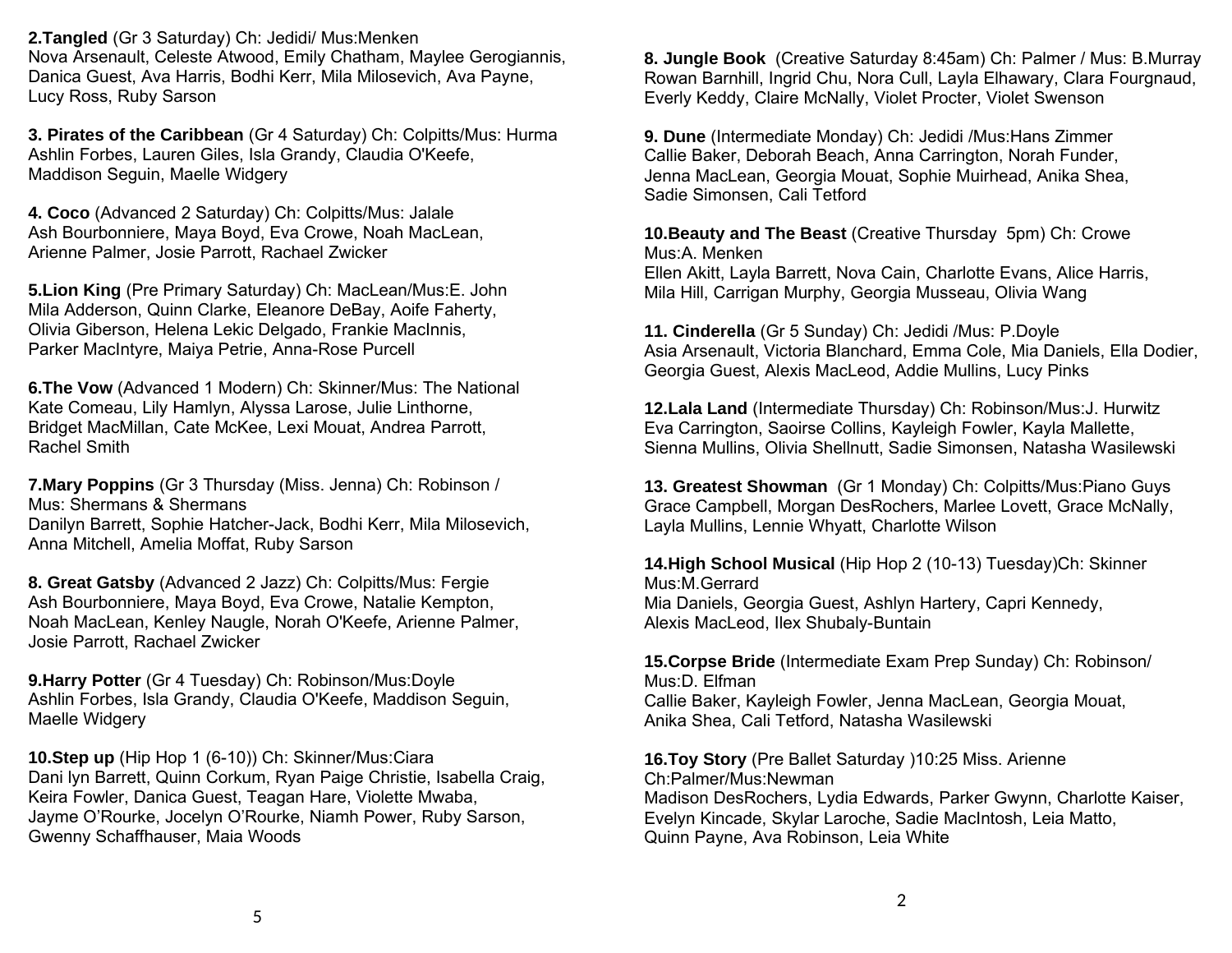**2.Tangled** (Gr 3 Saturday) Ch: Jedidi/ Mus:Menken
Nova Arsenault, Celeste Atwood, Emily Chatham, Maylee Gerogiannis, Danica Guest, Ava Harris, Bodhi Kerr, Mila Milosevich, Ava Payne, Lucy Ross, Ruby Sarson

**3. Pirates of the Caribbean** (Gr 4 Saturday) Ch: Colpitts/Mus: Hurma
Ashlin Forbes, Lauren Giles, Isla Grandy, Claudia O'Keefe, Maddison Seguin, Maelle Widgery

**4. Coco** (Advanced 2 Saturday) Ch: Colpitts/Mus: Jalale
Ash Bourbonniere, Maya Boyd, Eva Crowe, Noah MacLean, Arienne Palmer, Josie Parrott, Rachael Zwicker

**5.Lion King** (Pre Primary Saturday) Ch: MacLean/Mus:E. John
Mila Adderson, Quinn Clarke, Eleanore DeBay, Aoife Faherty, Olivia Giberson, Helena Lekic Delgado, Frankie MacInnis, Parker MacIntyre, Maiya Petrie, Anna-Rose Purcell

**6.The Vow** (Advanced 1 Modern) Ch: Skinner/Mus: The National
Kate Comeau, Lily Hamlyn, Alyssa Larose, Julie Linthorne, Bridget MacMillan, Cate McKee, Lexi Mouat, Andrea Parrott, Rachel Smith

**7.Mary Poppins** (Gr 3 Thursday (Miss. Jenna) Ch: Robinson / Mus: Shermans & Shermans
Danilyn Barrett, Sophie Hatcher-Jack, Bodhi Kerr, Mila Milosevich, Anna Mitchell, Amelia Moffat, Ruby Sarson

**8. Great Gatsby** (Advanced 2 Jazz) Ch: Colpitts/Mus: Fergie
Ash Bourbonniere, Maya Boyd, Eva Crowe, Natalie Kempton, Noah MacLean, Kenley Naugle, Norah O'Keefe, Arienne Palmer, Josie Parrott, Rachael Zwicker

**9.Harry Potter** (Gr 4 Tuesday) Ch: Robinson/Mus:Doyle
Ashlin Forbes, Isla Grandy, Claudia O'Keefe, Maddison Seguin, Maelle Widgery

**10.Step up** (Hip Hop 1 (6-10)) Ch: Skinner/Mus:Ciara
Dani lyn Barrett, Quinn Corkum, Ryan Paige Christie, Isabella Craig, Keira Fowler, Danica Guest, Teagan Hare, Violette Mwaba, Jayme O'Rourke, Jocelyn O'Rourke, Niamh Power, Ruby Sarson, Gwenny Schaffhauser, Maia Woods

**8. Jungle Book** (Creative Saturday 8:45am) Ch: Palmer / Mus: B.Murray
Rowan Barnhill, Ingrid Chu, Nora Cull, Layla Elhawary, Clara Fourgnaud, Everly Keddy, Claire McNally, Violet Procter, Violet Swenson

**9. Dune** (Intermediate Monday) Ch: Jedidi /Mus:Hans Zimmer
Callie Baker, Deborah Beach, Anna Carrington, Norah Funder, Jenna MacLean, Georgia Mouat, Sophie Muirhead, Anika Shea, Sadie Simonsen, Cali Tetford

**10.Beauty and The Beast** (Creative Thursday 5pm) Ch: Crowe Mus:A. Menken
Ellen Akitt, Layla Barrett, Nova Cain, Charlotte Evans, Alice Harris, Mila Hill, Carrigan Murphy, Georgia Musseau, Olivia Wang

**11. Cinderella** (Gr 5 Sunday) Ch: Jedidi /Mus: P.Doyle
Asia Arsenault, Victoria Blanchard, Emma Cole, Mia Daniels, Ella Dodier, Georgia Guest, Alexis MacLeod, Addie Mullins, Lucy Pinks

**12.Lala Land** (Intermediate Thursday) Ch: Robinson/Mus:J. Hurwitz
Eva Carrington, Saoirse Collins, Kayleigh Fowler, Kayla Mallette, Sienna Mullins, Olivia Shellnutt, Sadie Simonsen, Natasha Wasilewski

**13. Greatest Showman** (Gr 1 Monday) Ch: Colpitts/Mus:Piano Guys
Grace Campbell, Morgan DesRochers, Marlee Lovett, Grace McNally, Layla Mullins, Lennie Whyatt, Charlotte Wilson

**14.High School Musical** (Hip Hop 2 (10-13) Tuesday)Ch: Skinner Mus:M.Gerrard
Mia Daniels, Georgia Guest, Ashlyn Hartery, Capri Kennedy, Alexis MacLeod, Ilex Shubaly-Buntain

**15.Corpse Bride** (Intermediate Exam Prep Sunday) Ch: Robinson/ Mus:D. Elfman
Callie Baker, Kayleigh Fowler, Jenna MacLean, Georgia Mouat, Anika Shea, Cali Tetford, Natasha Wasilewski

**16.Toy Story** (Pre Ballet Saturday )10:25 Miss. Arienne Ch:Palmer/Mus:Newman
Madison DesRochers, Lydia Edwards, Parker Gwynn, Charlotte Kaiser, Evelyn Kincade, Skylar Laroche, Sadie MacIntosh, Leia Matto, Quinn Payne, Ava Robinson, Leia White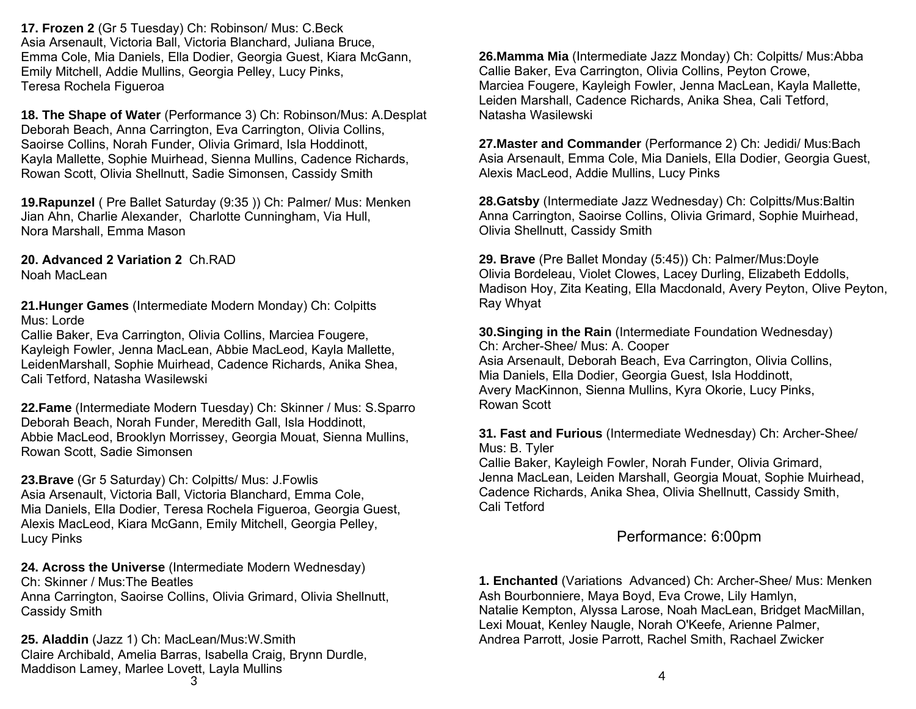**17. Frozen 2** (Gr 5 Tuesday) Ch: Robinson/ Mus: C.Beck
Asia Arsenault, Victoria Ball, Victoria Blanchard, Juliana Bruce, Emma Cole, Mia Daniels, Ella Dodier, Georgia Guest, Kiara McGann, Emily Mitchell, Addie Mullins, Georgia Pelley, Lucy Pinks, Teresa Rochela Figueroa

**18. The Shape of Water** (Performance 3) Ch: Robinson/Mus: A.Desplat
Deborah Beach, Anna Carrington, Eva Carrington, Olivia Collins, Saoirse Collins, Norah Funder, Olivia Grimard, Isla Hoddinott, Kayla Mallette, Sophie Muirhead, Sienna Mullins, Cadence Richards, Rowan Scott, Olivia Shellnutt, Sadie Simonsen, Cassidy Smith

**19.Rapunzel** ( Pre Ballet Saturday (9:35 )) Ch: Palmer/ Mus: Menken
Jian Ahn, Charlie Alexander, Charlotte Cunningham, Via Hull, Nora Marshall, Emma Mason

**20. Advanced 2 Variation 2** Ch.RAD
Noah MacLean

**21.Hunger Games** (Intermediate Modern Monday) Ch: Colpitts
Mus: Lorde
Callie Baker, Eva Carrington, Olivia Collins, Marciea Fougere, Kayleigh Fowler, Jenna MacLean, Abbie MacLeod, Kayla Mallette, LeidenMarshall, Sophie Muirhead, Cadence Richards, Anika Shea, Cali Tetford, Natasha Wasilewski

**22.Fame** (Intermediate Modern Tuesday) Ch: Skinner / Mus: S.Sparro
Deborah Beach, Norah Funder, Meredith Gall, Isla Hoddinott, Abbie MacLeod, Brooklyn Morrissey, Georgia Mouat, Sienna Mullins, Rowan Scott, Sadie Simonsen

**23.Brave** (Gr 5 Saturday) Ch: Colpitts/ Mus: J.Fowlis
Asia Arsenault, Victoria Ball, Victoria Blanchard, Emma Cole, Mia Daniels, Ella Dodier, Teresa Rochela Figueroa, Georgia Guest, Alexis MacLeod, Kiara McGann, Emily Mitchell, Georgia Pelley, Lucy Pinks

**24. Across the Universe** (Intermediate Modern Wednesday)
Ch: Skinner / Mus:The Beatles
Anna Carrington, Saoirse Collins, Olivia Grimard, Olivia Shellnutt, Cassidy Smith

**25. Aladdin** (Jazz 1) Ch: MacLean/Mus:W.Smith
Claire Archibald, Amelia Barras, Isabella Craig, Brynn Durdle, Maddison Lamey, Marlee Lovett, Layla Mullins

**26.Mamma Mia** (Intermediate Jazz Monday) Ch: Colpitts/ Mus:Abba
Callie Baker, Eva Carrington, Olivia Collins, Peyton Crowe, Marciea Fougere, Kayleigh Fowler, Jenna MacLean, Kayla Mallette, Leiden Marshall, Cadence Richards, Anika Shea, Cali Tetford, Natasha Wasilewski

**27.Master and Commander** (Performance 2) Ch: Jedidi/ Mus:Bach
Asia Arsenault, Emma Cole, Mia Daniels, Ella Dodier, Georgia Guest, Alexis MacLeod, Addie Mullins, Lucy Pinks

**28.Gatsby** (Intermediate Jazz Wednesday) Ch: Colpitts/Mus:Baltin
Anna Carrington, Saoirse Collins, Olivia Grimard, Sophie Muirhead, Olivia Shellnutt, Cassidy Smith

**29. Brave** (Pre Ballet Monday (5:45)) Ch: Palmer/Mus:Doyle
Olivia Bordeleau, Violet Clowes, Lacey Durling, Elizabeth Eddolls, Madison Hoy, Zita Keating, Ella Macdonald, Avery Peyton, Olive Peyton, Ray Whyat

**30.Singing in the Rain** (Intermediate Foundation Wednesday)
Ch: Archer-Shee/ Mus: A. Cooper
Asia Arsenault, Deborah Beach, Eva Carrington, Olivia Collins, Mia Daniels, Ella Dodier, Georgia Guest, Isla Hoddinott, Avery MacKinnon, Sienna Mullins, Kyra Okorie, Lucy Pinks, Rowan Scott

**31. Fast and Furious** (Intermediate Wednesday) Ch: Archer-Shee/
Mus: B. Tyler
Callie Baker, Kayleigh Fowler, Norah Funder, Olivia Grimard, Jenna MacLean, Leiden Marshall, Georgia Mouat, Sophie Muirhead, Cadence Richards, Anika Shea, Olivia Shellnutt, Cassidy Smith, Cali Tetford

## Performance: 6:00pm

**1. Enchanted** (Variations Advanced) Ch: Archer-Shee/ Mus: Menken
Ash Bourbonniere, Maya Boyd, Eva Crowe, Lily Hamlyn, Natalie Kempton, Alyssa Larose, Noah MacLean, Bridget MacMillan, Lexi Mouat, Kenley Naugle, Norah O'Keefe, Arienne Palmer, Andrea Parrott, Josie Parrott, Rachel Smith, Rachael Zwicker